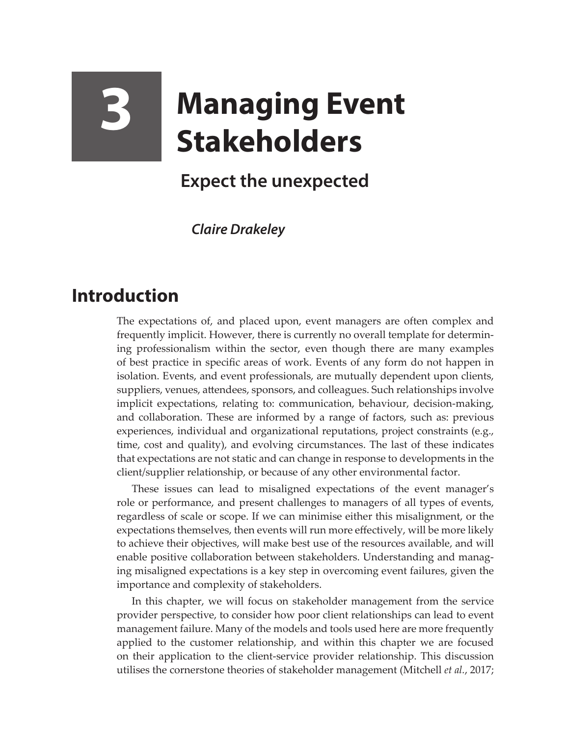# 3 Managing Event Stakeholders

## Expect the unexpected

***Claire Drakeley***

## Introduction

The expectations of, and placed upon, event managers are often complex and frequently implicit. However, there is currently no overall template for determining professionalism within the sector, even though there are many examples of best practice in specific areas of work. Events of any form do not happen in isolation. Events, and event professionals, are mutually dependent upon clients, suppliers, venues, attendees, sponsors, and colleagues. Such relationships involve implicit expectations, relating to: communication, behaviour, decision-making, and collaboration. These are informed by a range of factors, such as: previous experiences, individual and organizational reputations, project constraints (e.g., time, cost and quality), and evolving circumstances. The last of these indicates that expectations are not static and can change in response to developments in the client/supplier relationship, or because of any other environmental factor.

These issues can lead to misaligned expectations of the event manager's role or performance, and present challenges to managers of all types of events, regardless of scale or scope. If we can minimise either this misalignment, or the expectations themselves, then events will run more effectively, will be more likely to achieve their objectives, will make best use of the resources available, and will enable positive collaboration between stakeholders. Understanding and managing misaligned expectations is a key step in overcoming event failures, given the importance and complexity of stakeholders.

In this chapter, we will focus on stakeholder management from the service provider perspective, to consider how poor client relationships can lead to event management failure. Many of the models and tools used here are more frequently applied to the customer relationship, and within this chapter we are focused on their application to the client-service provider relationship. This discussion utilises the cornerstone theories of stakeholder management (Mitchell *et al.*, 2017;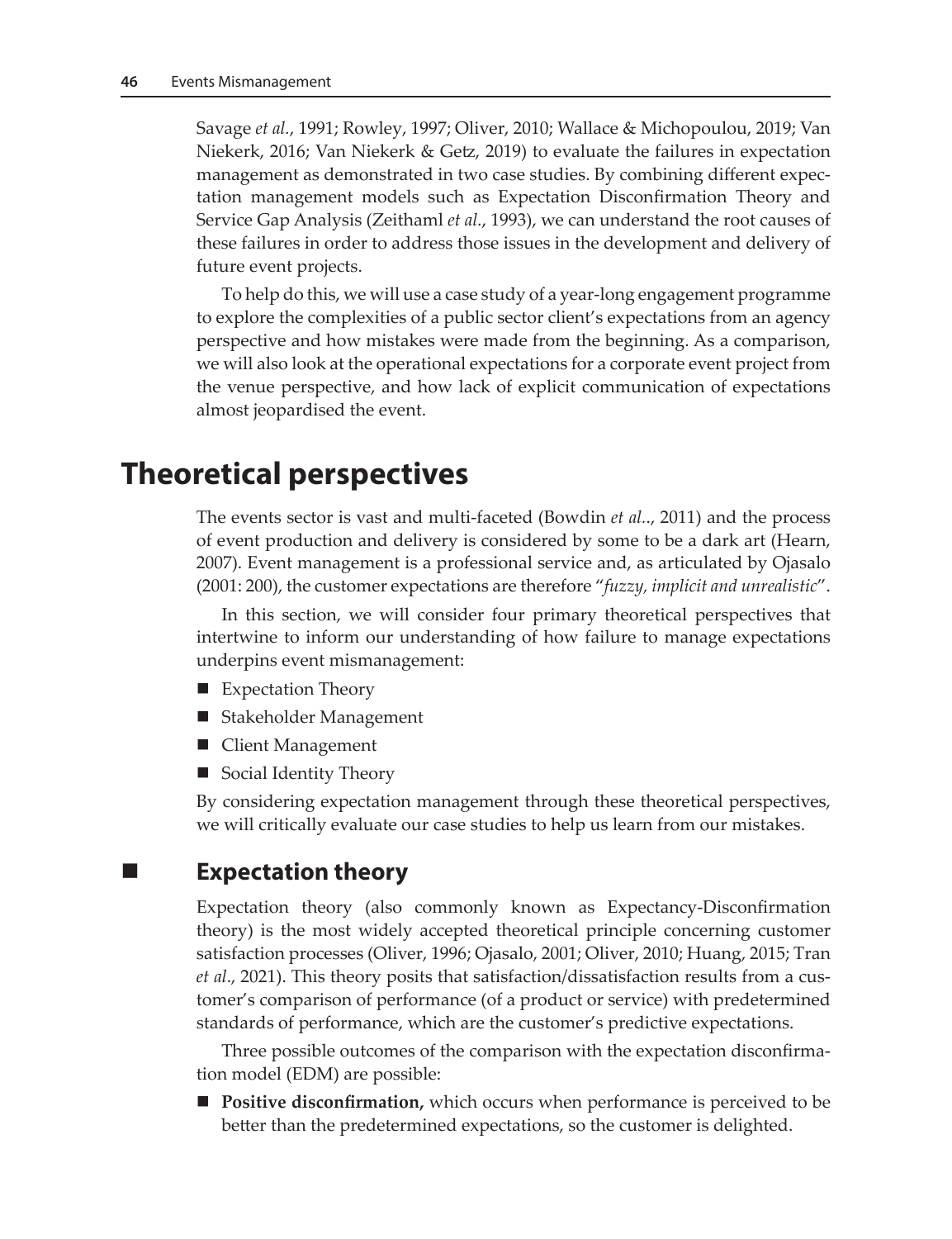Savage *et al.*, 1991; Rowley, 1997; Oliver, 2010; Wallace & Michopoulou, 2019; Van Niekerk, 2016; Van Niekerk & Getz, 2019) to evaluate the failures in expectation management as demonstrated in two case studies. By combining different expectation management models such as Expectation Disconfirmation Theory and Service Gap Analysis (Zeithaml *et al.*, 1993), we can understand the root causes of these failures in order to address those issues in the development and delivery of future event projects.

To help do this, we will use a case study of a year-long engagement programme to explore the complexities of a public sector client's expectations from an agency perspective and how mistakes were made from the beginning. As a comparison, we will also look at the operational expectations for a corporate event project from the venue perspective, and how lack of explicit communication of expectations almost jeopardised the event.

# Theoretical perspectives

The events sector is vast and multi-faceted (Bowdin *et al.*., 2011) and the process of event production and delivery is considered by some to be a dark art (Hearn, 2007). Event management is a professional service and, as articulated by Ojasalo (2001: 200), the customer expectations are therefore "*fuzzy, implicit and unrealistic*".

In this section, we will consider four primary theoretical perspectives that intertwine to inform our understanding of how failure to manage expectations underpins event mismanagement:

- Expectation Theory
- Stakeholder Management
- Client Management
- Social Identity Theory

By considering expectation management through these theoretical perspectives, we will critically evaluate our case studies to help us learn from our mistakes.

## Expectation theory

Expectation theory (also commonly known as Expectancy-Disconfirmation theory) is the most widely accepted theoretical principle concerning customer satisfaction processes (Oliver, 1996; Ojasalo, 2001; Oliver, 2010; Huang, 2015; Tran *et al*., 2021). This theory posits that satisfaction/dissatisfaction results from a customer's comparison of performance (of a product or service) with predetermined standards of performance, which are the customer's predictive expectations.

Three possible outcomes of the comparison with the expectation disconfirmation model (EDM) are possible:

- **Positive disconfirmation,** which occurs when performance is perceived to be better than the predetermined expectations, so the customer is delighted.